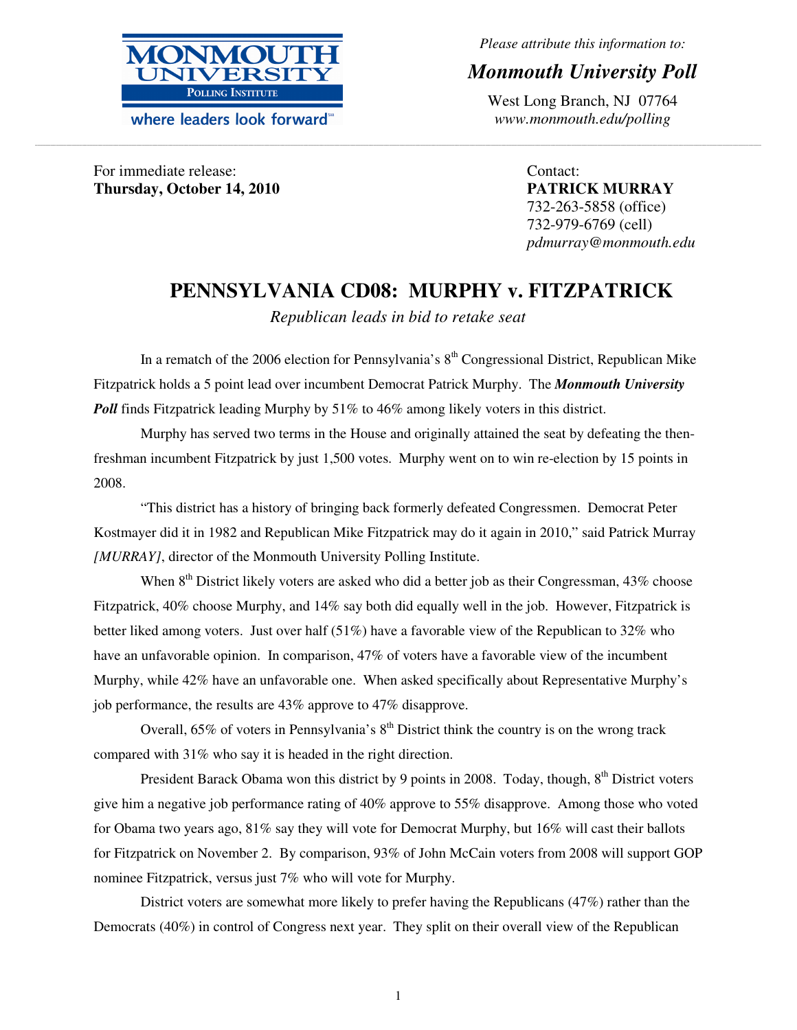MONMOUTH UNIVERSITY
POLLING INSTITUTE
where leaders look forward

*Please attribute this information to:*

***Monmouth University Poll***

West Long Branch, NJ 07764
*www.monmouth.edu/polling*

---

For immediate release:
**Thursday, October 14, 2010**

Contact:
**PATRICK MURRAY**
732-263-5858 (office)
732-979-6769 (cell)
*pdmurray@monmouth.edu*

# PENNSYLVANIA CD08: MURPHY v. FITZPATRICK

*Republican leads in bid to retake seat*

In a rematch of the 2006 election for Pennsylvania's 8th Congressional District, Republican Mike Fitzpatrick holds a 5 point lead over incumbent Democrat Patrick Murphy. The ***Monmouth University Poll*** finds Fitzpatrick leading Murphy by 51% to 46% among likely voters in this district.

Murphy has served two terms in the House and originally attained the seat by defeating the then-freshman incumbent Fitzpatrick by just 1,500 votes. Murphy went on to win re-election by 15 points in 2008.

"This district has a history of bringing back formerly defeated Congressmen. Democrat Peter Kostmayer did it in 1982 and Republican Mike Fitzpatrick may do it again in 2010," said Patrick Murray *[MURRAY]*, director of the Monmouth University Polling Institute.

When 8th District likely voters are asked who did a better job as their Congressman, 43% choose Fitzpatrick, 40% choose Murphy, and 14% say both did equally well in the job. However, Fitzpatrick is better liked among voters. Just over half (51%) have a favorable view of the Republican to 32% who have an unfavorable opinion. In comparison, 47% of voters have a favorable view of the incumbent Murphy, while 42% have an unfavorable one. When asked specifically about Representative Murphy's job performance, the results are 43% approve to 47% disapprove.

Overall, 65% of voters in Pennsylvania's 8th District think the country is on the wrong track compared with 31% who say it is headed in the right direction.

President Barack Obama won this district by 9 points in 2008. Today, though, 8th District voters give him a negative job performance rating of 40% approve to 55% disapprove. Among those who voted for Obama two years ago, 81% say they will vote for Democrat Murphy, but 16% will cast their ballots for Fitzpatrick on November 2. By comparison, 93% of John McCain voters from 2008 will support GOP nominee Fitzpatrick, versus just 7% who will vote for Murphy.

District voters are somewhat more likely to prefer having the Republicans (47%) rather than the Democrats (40%) in control of Congress next year. They split on their overall view of the Republican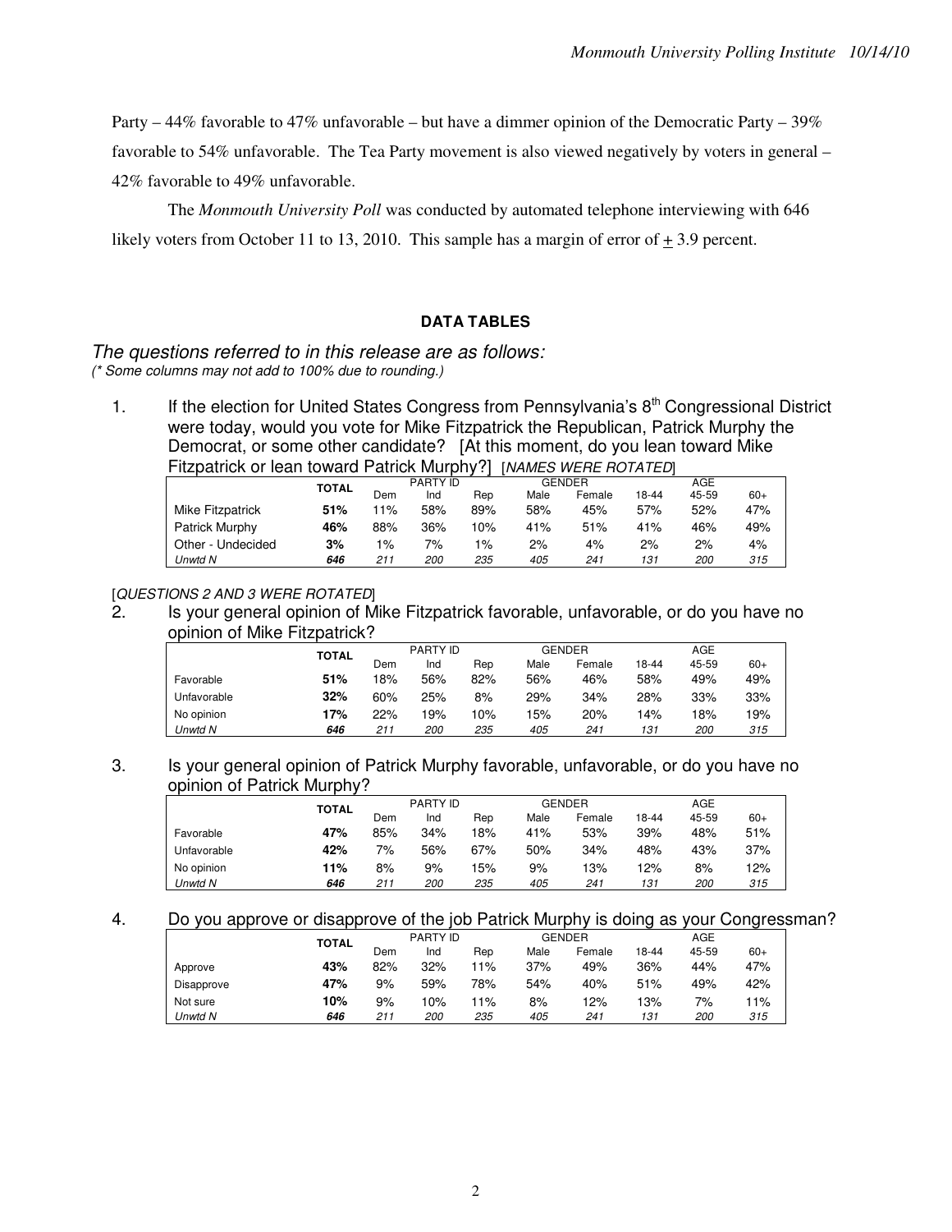Party – 44% favorable to 47% unfavorable – but have a dimmer opinion of the Democratic Party – 39% favorable to 54% unfavorable. The Tea Party movement is also viewed negatively by voters in general – 42% favorable to 49% unfavorable.

The *Monmouth University Poll* was conducted by automated telephone interviewing with 646 likely voters from October 11 to 13, 2010. This sample has a margin of error of ± 3.9 percent.

## DATA TABLES

*The questions referred to in this release are as follows:*
*(* Some columns may not add to 100% due to rounding.)*

1. If the election for United States Congress from Pennsylvania's 8th Congressional District were today, would you vote for Mike Fitzpatrick the Republican, Patrick Murphy the Democrat, or some other candidate? [At this moment, do you lean toward Mike Fitzpatrick or lean toward Patrick Murphy?] [*NAMES WERE ROTATED*]

| | TOTAL | PARTY ID | | | GENDER | | AGE | | |
|---|---|---|---|---|---|---|---|---|---|
| | | Dem | Ind | Rep | Male | Female | 18-44 | 45-59 | 60+ |
| Mike Fitzpatrick | **51%** | 11% | 58% | 89% | 58% | 45% | 57% | 52% | 47% |
| Patrick Murphy | **46%** | 88% | 36% | 10% | 41% | 51% | 41% | 46% | 49% |
| Other - Undecided | **3%** | 1% | 7% | 1% | 2% | 4% | 2% | 2% | 4% |
| *Unwtd N* | ***646*** | *211* | *200* | *235* | *405* | *241* | *131* | *200* | *315* |

[*QUESTIONS 2 AND 3 WERE ROTATED*]

2. Is your general opinion of Mike Fitzpatrick favorable, unfavorable, or do you have no opinion of Mike Fitzpatrick?

| | TOTAL | PARTY ID | | | GENDER | | AGE | | |
|---|---|---|---|---|---|---|---|---|---|
| | | Dem | Ind | Rep | Male | Female | 18-44 | 45-59 | 60+ |
| Favorable | **51%** | 18% | 56% | 82% | 56% | 46% | 58% | 49% | 49% |
| Unfavorable | **32%** | 60% | 25% | 8% | 29% | 34% | 28% | 33% | 33% |
| No opinion | **17%** | 22% | 19% | 10% | 15% | 20% | 14% | 18% | 19% |
| *Unwtd N* | ***646*** | *211* | *200* | *235* | *405* | *241* | *131* | *200* | *315* |

3. Is your general opinion of Patrick Murphy favorable, unfavorable, or do you have no opinion of Patrick Murphy?

| | TOTAL | PARTY ID | | | GENDER | | AGE | | |
|---|---|---|---|---|---|---|---|---|---|
| | | Dem | Ind | Rep | Male | Female | 18-44 | 45-59 | 60+ |
| Favorable | **47%** | 85% | 34% | 18% | 41% | 53% | 39% | 48% | 51% |
| Unfavorable | **42%** | 7% | 56% | 67% | 50% | 34% | 48% | 43% | 37% |
| No opinion | **11%** | 8% | 9% | 15% | 9% | 13% | 12% | 8% | 12% |
| *Unwtd N* | ***646*** | *211* | *200* | *235* | *405* | *241* | *131* | *200* | *315* |

4. Do you approve or disapprove of the job Patrick Murphy is doing as your Congressman?

| | TOTAL | PARTY ID | | | GENDER | | AGE | | |
|---|---|---|---|---|---|---|---|---|---|
| | | Dem | Ind | Rep | Male | Female | 18-44 | 45-59 | 60+ |
| Approve | **43%** | 82% | 32% | 11% | 37% | 49% | 36% | 44% | 47% |
| Disapprove | **47%** | 9% | 59% | 78% | 54% | 40% | 51% | 49% | 42% |
| Not sure | **10%** | 9% | 10% | 11% | 8% | 12% | 13% | 7% | 11% |
| *Unwtd N* | ***646*** | *211* | *200* | *235* | *405* | *241* | *131* | *200* | *315* |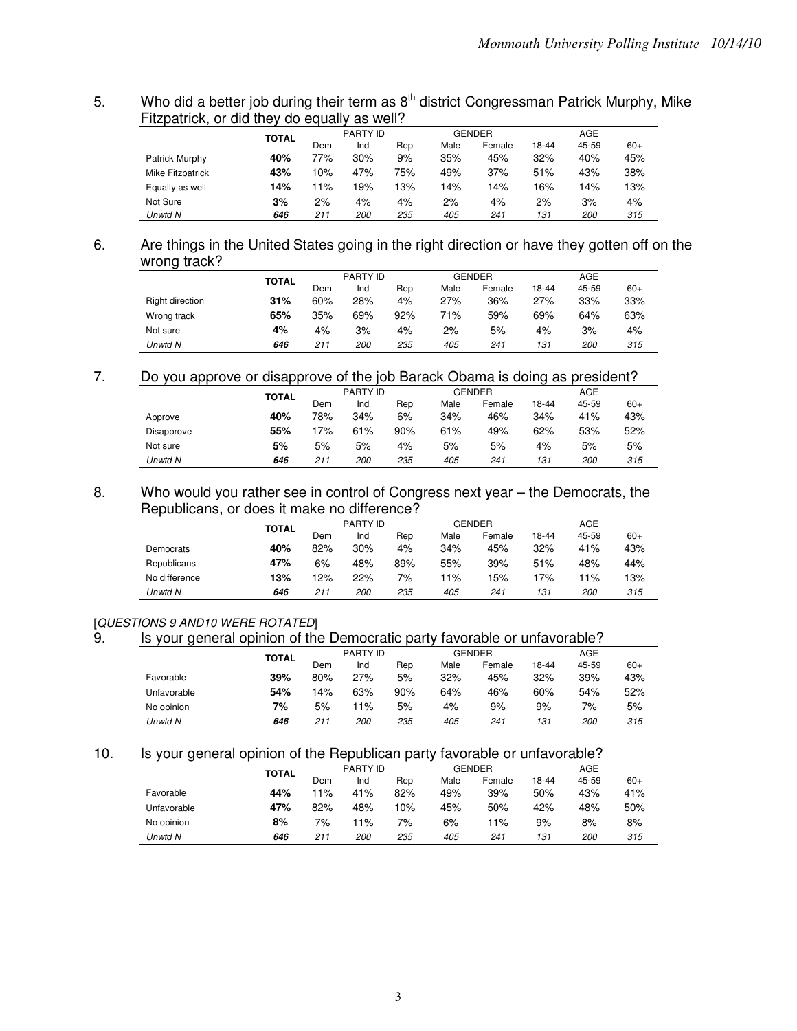5. Who did a better job during their term as 8th district Congressman Patrick Murphy, Mike Fitzpatrick, or did they do equally as well?

| | TOTAL | PARTY ID | | | GENDER | | AGE | | |
|---|---|---|---|---|---|---|---|---|---|
| | | Dem | Ind | Rep | Male | Female | 18-44 | 45-59 | 60+ |
| Patrick Murphy | **40%** | 77% | 30% | 9% | 35% | 45% | 32% | 40% | 45% |
| Mike Fitzpatrick | **43%** | 10% | 47% | 75% | 49% | 37% | 51% | 43% | 38% |
| Equally as well | **14%** | 11% | 19% | 13% | 14% | 14% | 16% | 14% | 13% |
| Not Sure | **3%** | 2% | 4% | 4% | 2% | 4% | 2% | 3% | 4% |
| *Unwtd N* | ***646*** | *211* | *200* | *235* | *405* | *241* | *131* | *200* | *315* |

6. Are things in the United States going in the right direction or have they gotten off on the wrong track?

| | TOTAL | PARTY ID | | | GENDER | | AGE | | |
|---|---|---|---|---|---|---|---|---|---|
| | | Dem | Ind | Rep | Male | Female | 18-44 | 45-59 | 60+ |
| Right direction | **31%** | 60% | 28% | 4% | 27% | 36% | 27% | 33% | 33% |
| Wrong track | **65%** | 35% | 69% | 92% | 71% | 59% | 69% | 64% | 63% |
| Not sure | **4%** | 4% | 3% | 4% | 2% | 5% | 4% | 3% | 4% |
| *Unwtd N* | ***646*** | *211* | *200* | *235* | *405* | *241* | *131* | *200* | *315* |

7. Do you approve or disapprove of the job Barack Obama is doing as president?

| | TOTAL | PARTY ID | | | GENDER | | AGE | | |
|---|---|---|---|---|---|---|---|---|---|
| | | Dem | Ind | Rep | Male | Female | 18-44 | 45-59 | 60+ |
| Approve | **40%** | 78% | 34% | 6% | 34% | 46% | 34% | 41% | 43% |
| Disapprove | **55%** | 17% | 61% | 90% | 61% | 49% | 62% | 53% | 52% |
| Not sure | **5%** | 5% | 5% | 4% | 5% | 5% | 4% | 5% | 5% |
| *Unwtd N* | ***646*** | *211* | *200* | *235* | *405* | *241* | *131* | *200* | *315* |

8. Who would you rather see in control of Congress next year – the Democrats, the Republicans, or does it make no difference?

| | TOTAL | PARTY ID | | | GENDER | | AGE | | |
|---|---|---|---|---|---|---|---|---|---|
| | | Dem | Ind | Rep | Male | Female | 18-44 | 45-59 | 60+ |
| Democrats | **40%** | 82% | 30% | 4% | 34% | 45% | 32% | 41% | 43% |
| Republicans | **47%** | 6% | 48% | 89% | 55% | 39% | 51% | 48% | 44% |
| No difference | **13%** | 12% | 22% | 7% | 11% | 15% | 17% | 11% | 13% |
| *Unwtd N* | ***646*** | *211* | *200* | *235* | *405* | *241* | *131* | *200* | *315* |

[*QUESTIONS 9 AND10 WERE ROTATED*]

9. Is your general opinion of the Democratic party favorable or unfavorable?

| | TOTAL | PARTY ID | | | GENDER | | AGE | | |
|---|---|---|---|---|---|---|---|---|---|
| | | Dem | Ind | Rep | Male | Female | 18-44 | 45-59 | 60+ |
| Favorable | **39%** | 80% | 27% | 5% | 32% | 45% | 32% | 39% | 43% |
| Unfavorable | **54%** | 14% | 63% | 90% | 64% | 46% | 60% | 54% | 52% |
| No opinion | **7%** | 5% | 11% | 5% | 4% | 9% | 9% | 7% | 5% |
| *Unwtd N* | ***646*** | *211* | *200* | *235* | *405* | *241* | *131* | *200* | *315* |

10. Is your general opinion of the Republican party favorable or unfavorable?

| | TOTAL | PARTY ID | | | GENDER | | AGE | | |
|---|---|---|---|---|---|---|---|---|---|
| | | Dem | Ind | Rep | Male | Female | 18-44 | 45-59 | 60+ |
| Favorable | **44%** | 11% | 41% | 82% | 49% | 39% | 50% | 43% | 41% |
| Unfavorable | **47%** | 82% | 48% | 10% | 45% | 50% | 42% | 48% | 50% |
| No opinion | **8%** | 7% | 11% | 7% | 6% | 11% | 9% | 8% | 8% |
| *Unwtd N* | ***646*** | *211* | *200* | *235* | *405* | *241* | *131* | *200* | *315* |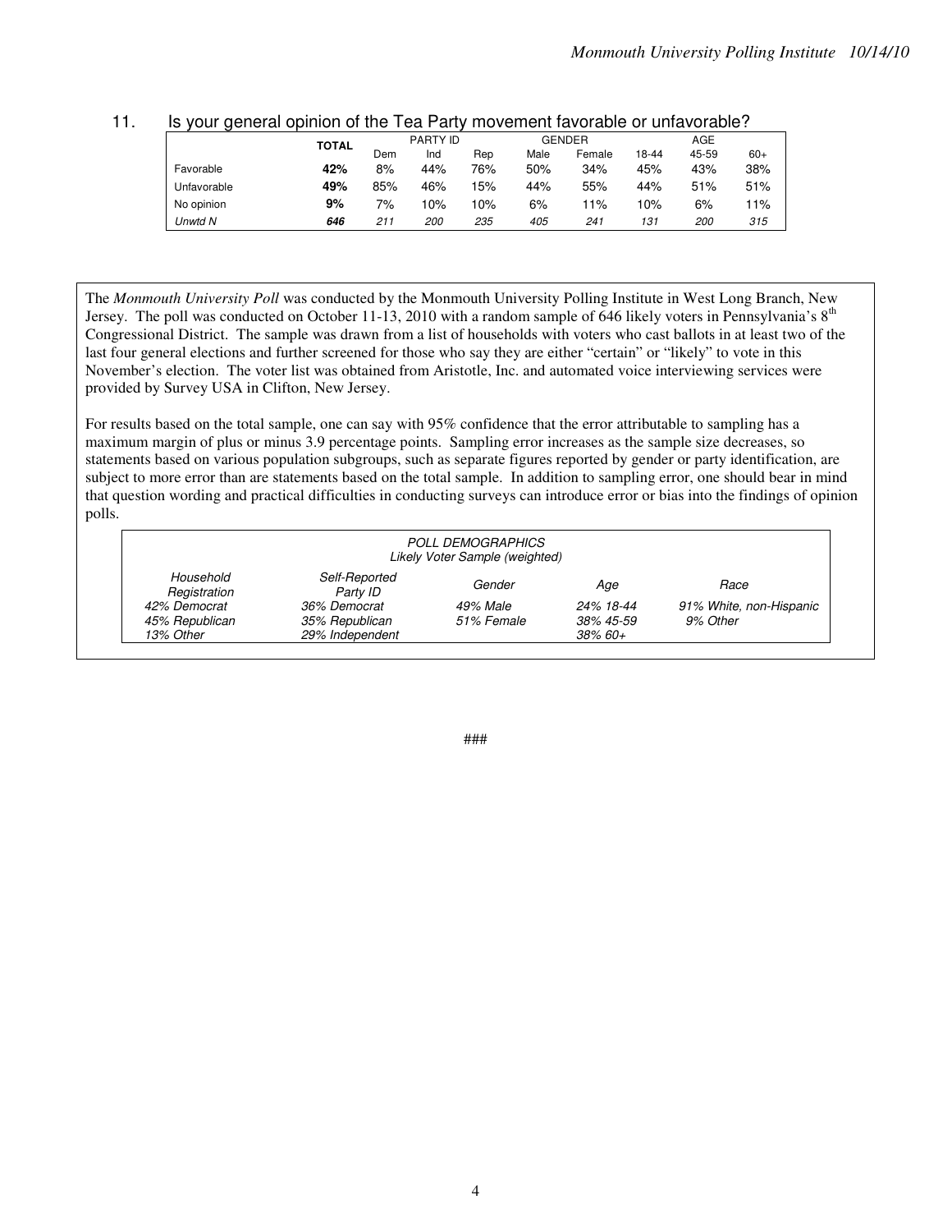11. Is your general opinion of the Tea Party movement favorable or unfavorable?

| | TOTAL | PARTY ID | | | GENDER | | AGE | | |
|---|---|---|---|---|---|---|---|---|---|
| | | Dem | Ind | Rep | Male | Female | 18-44 | 45-59 | 60+ |
| Favorable | **42%** | 8% | 44% | 76% | 50% | 34% | 45% | 43% | 38% |
| Unfavorable | **49%** | 85% | 46% | 15% | 44% | 55% | 44% | 51% | 51% |
| No opinion | **9%** | 7% | 10% | 10% | 6% | 11% | 10% | 6% | 11% |
| *Unwtd N* | ***646*** | *211* | *200* | *235* | *405* | *241* | *131* | *200* | *315* |

The *Monmouth University Poll* was conducted by the Monmouth University Polling Institute in West Long Branch, New Jersey. The poll was conducted on October 11-13, 2010 with a random sample of 646 likely voters in Pennsylvania's 8th Congressional District. The sample was drawn from a list of households with voters who cast ballots in at least two of the last four general elections and further screened for those who say they are either "certain" or "likely" to vote in this November's election. The voter list was obtained from Aristotle, Inc. and automated voice interviewing services were provided by Survey USA in Clifton, New Jersey.

For results based on the total sample, one can say with 95% confidence that the error attributable to sampling has a maximum margin of plus or minus 3.9 percentage points. Sampling error increases as the sample size decreases, so statements based on various population subgroups, such as separate figures reported by gender or party identification, are subject to more error than are statements based on the total sample. In addition to sampling error, one should bear in mind that question wording and practical difficulties in conducting surveys can introduce error or bias into the findings of opinion polls.

*POLL DEMOGRAPHICS*
*Likely Voter Sample (weighted)*

| *Household Registration* | *Self-Reported Party ID* | *Gender* | *Age* | *Race* |
|---|---|---|---|---|
| *42% Democrat* | *36% Democrat* | *49% Male* | *24% 18-44* | *91% White, non-Hispanic* |
| *45% Republican* | *35% Republican* | *51% Female* | *38% 45-59* | *9% Other* |
| *13% Other* | *29% Independent* | | *38% 60+* | |

###